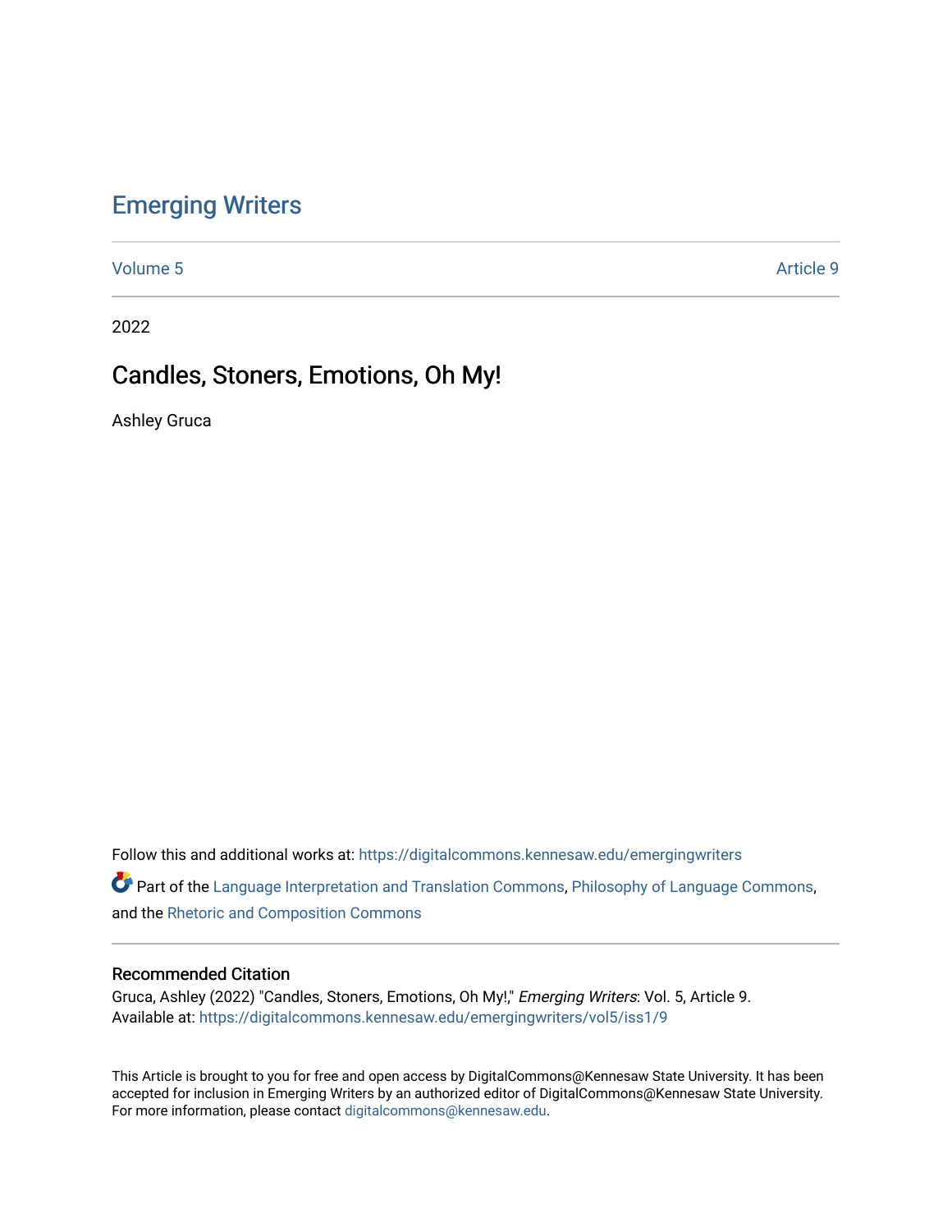# Emerging Writers

Volume 5 | Article 9

2022

## Candles, Stoners, Emotions, Oh My!

Ashley Gruca

Follow this and additional works at: https://digitalcommons.kennesaw.edu/emergingwriters

Part of the Language Interpretation and Translation Commons, Philosophy of Language Commons, and the Rhetoric and Composition Commons

### Recommended Citation

Gruca, Ashley (2022) "Candles, Stoners, Emotions, Oh My!," *Emerging Writers*: Vol. 5, Article 9.
Available at: https://digitalcommons.kennesaw.edu/emergingwriters/vol5/iss1/9

This Article is brought to you for free and open access by DigitalCommons@Kennesaw State University. It has been accepted for inclusion in Emerging Writers by an authorized editor of DigitalCommons@Kennesaw State University. For more information, please contact digitalcommons@kennesaw.edu.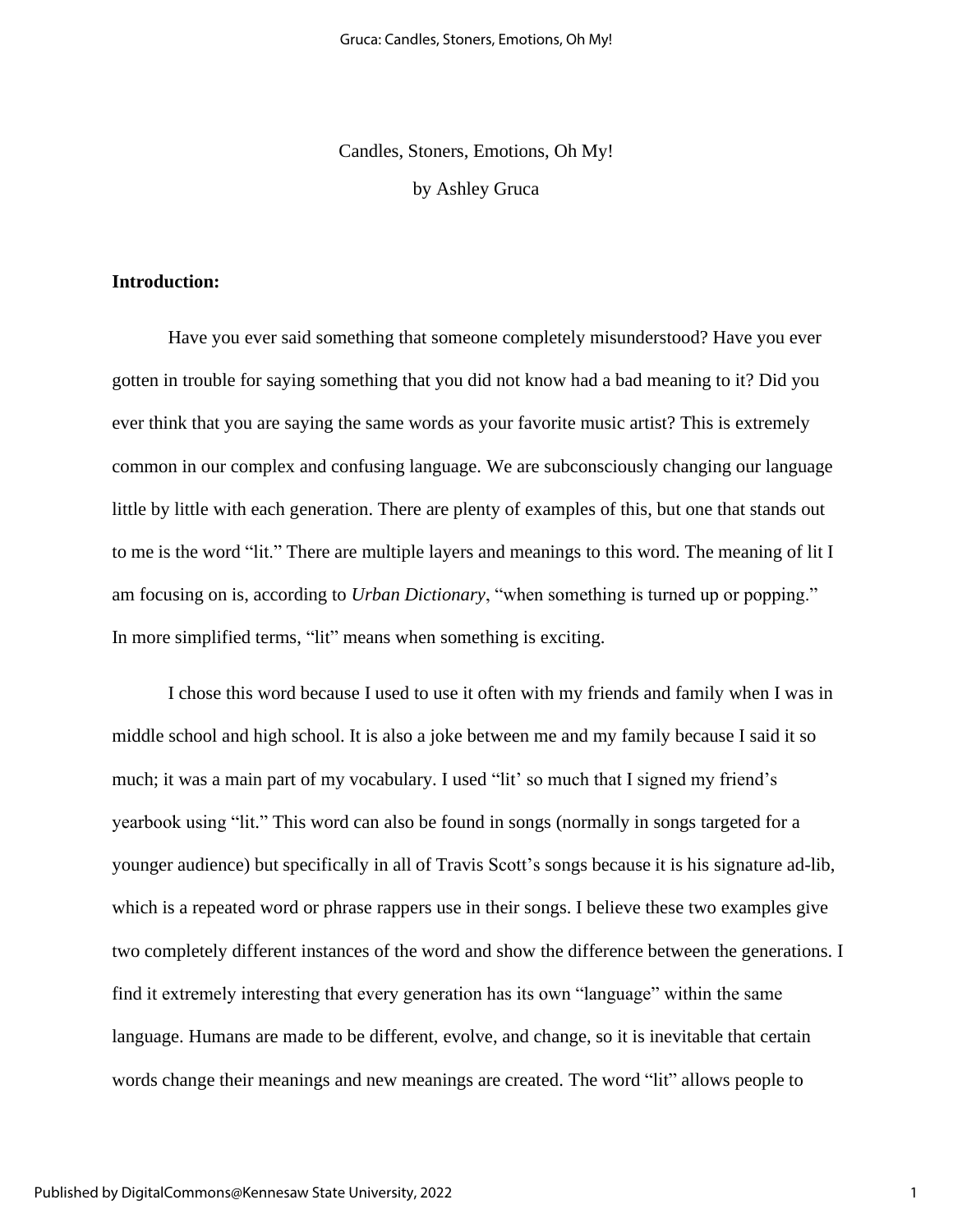Candles, Stoners, Emotions, Oh My!

by Ashley Gruca

**Introduction:**

Have you ever said something that someone completely misunderstood? Have you ever gotten in trouble for saying something that you did not know had a bad meaning to it? Did you ever think that you are saying the same words as your favorite music artist? This is extremely common in our complex and confusing language. We are subconsciously changing our language little by little with each generation. There are plenty of examples of this, but one that stands out to me is the word "lit." There are multiple layers and meanings to this word. The meaning of lit I am focusing on is, according to *Urban Dictionary*, "when something is turned up or popping." In more simplified terms, "lit" means when something is exciting.

I chose this word because I used to use it often with my friends and family when I was in middle school and high school. It is also a joke between me and my family because I said it so much; it was a main part of my vocabulary. I used "lit' so much that I signed my friend's yearbook using "lit." This word can also be found in songs (normally in songs targeted for a younger audience) but specifically in all of Travis Scott's songs because it is his signature ad-lib, which is a repeated word or phrase rappers use in their songs. I believe these two examples give two completely different instances of the word and show the difference between the generations. I find it extremely interesting that every generation has its own "language" within the same language. Humans are made to be different, evolve, and change, so it is inevitable that certain words change their meanings and new meanings are created. The word "lit" allows people to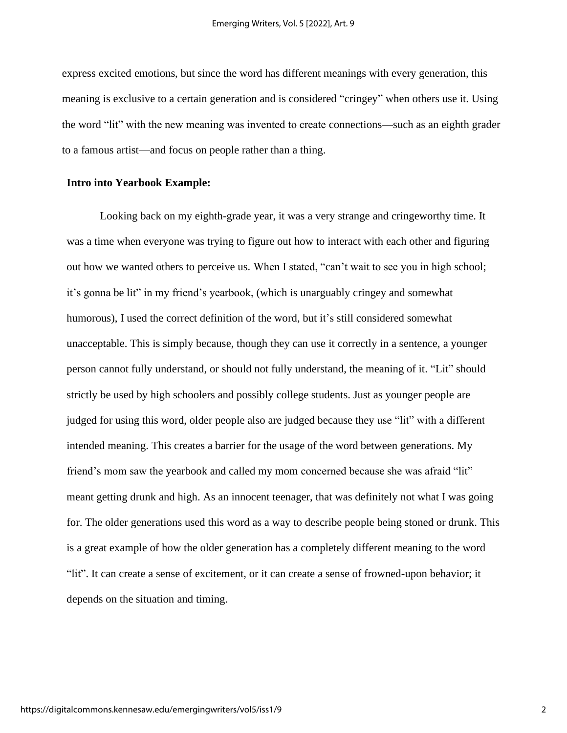express excited emotions, but since the word has different meanings with every generation, this meaning is exclusive to a certain generation and is considered "cringey" when others use it. Using the word "lit" with the new meaning was invented to create connections—such as an eighth grader to a famous artist—and focus on people rather than a thing.

**Intro into Yearbook Example:**

Looking back on my eighth-grade year, it was a very strange and cringeworthy time. It was a time when everyone was trying to figure out how to interact with each other and figuring out how we wanted others to perceive us. When I stated, "can't wait to see you in high school; it's gonna be lit" in my friend's yearbook, (which is unarguably cringey and somewhat humorous), I used the correct definition of the word, but it's still considered somewhat unacceptable. This is simply because, though they can use it correctly in a sentence, a younger person cannot fully understand, or should not fully understand, the meaning of it. "Lit" should strictly be used by high schoolers and possibly college students. Just as younger people are judged for using this word, older people also are judged because they use "lit" with a different intended meaning. This creates a barrier for the usage of the word between generations. My friend's mom saw the yearbook and called my mom concerned because she was afraid "lit" meant getting drunk and high. As an innocent teenager, that was definitely not what I was going for. The older generations used this word as a way to describe people being stoned or drunk. This is a great example of how the older generation has a completely different meaning to the word "lit". It can create a sense of excitement, or it can create a sense of frowned-upon behavior; it depends on the situation and timing.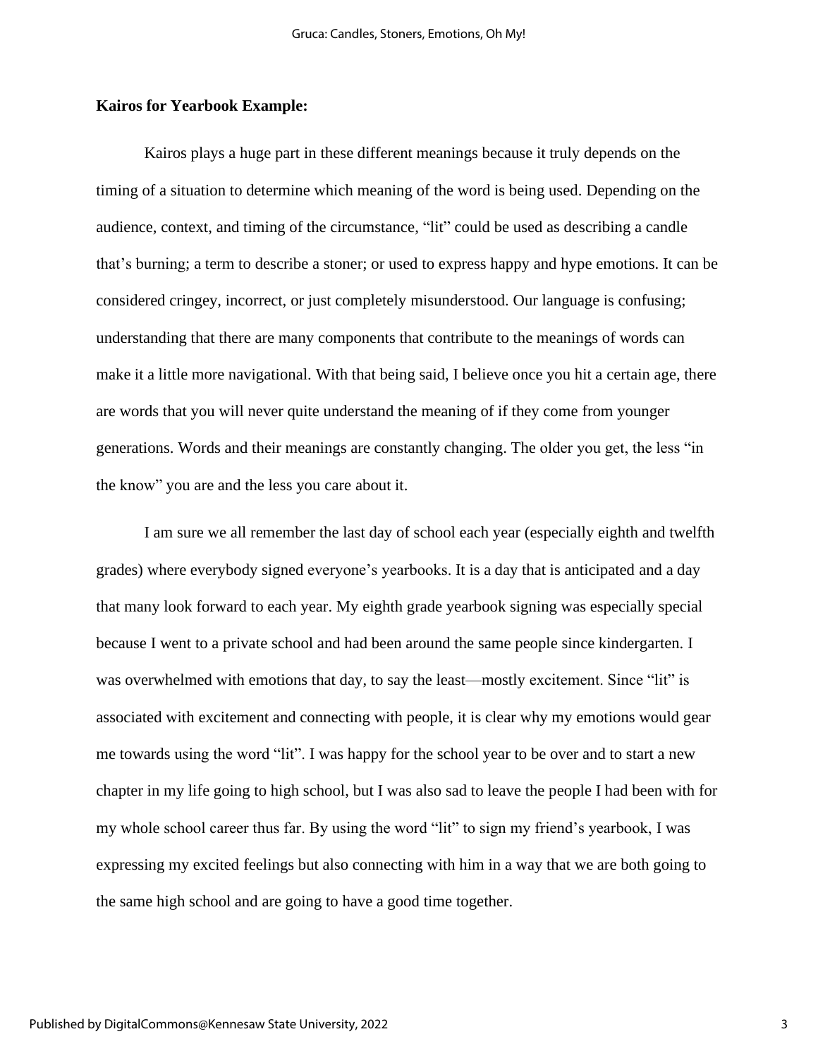**Kairos for Yearbook Example:**

Kairos plays a huge part in these different meanings because it truly depends on the timing of a situation to determine which meaning of the word is being used. Depending on the audience, context, and timing of the circumstance, "lit" could be used as describing a candle that's burning; a term to describe a stoner; or used to express happy and hype emotions. It can be considered cringey, incorrect, or just completely misunderstood. Our language is confusing; understanding that there are many components that contribute to the meanings of words can make it a little more navigational. With that being said, I believe once you hit a certain age, there are words that you will never quite understand the meaning of if they come from younger generations. Words and their meanings are constantly changing. The older you get, the less "in the know" you are and the less you care about it.

I am sure we all remember the last day of school each year (especially eighth and twelfth grades) where everybody signed everyone's yearbooks. It is a day that is anticipated and a day that many look forward to each year. My eighth grade yearbook signing was especially special because I went to a private school and had been around the same people since kindergarten. I was overwhelmed with emotions that day, to say the least—mostly excitement. Since "lit" is associated with excitement and connecting with people, it is clear why my emotions would gear me towards using the word "lit". I was happy for the school year to be over and to start a new chapter in my life going to high school, but I was also sad to leave the people I had been with for my whole school career thus far. By using the word "lit" to sign my friend's yearbook, I was expressing my excited feelings but also connecting with him in a way that we are both going to the same high school and are going to have a good time together.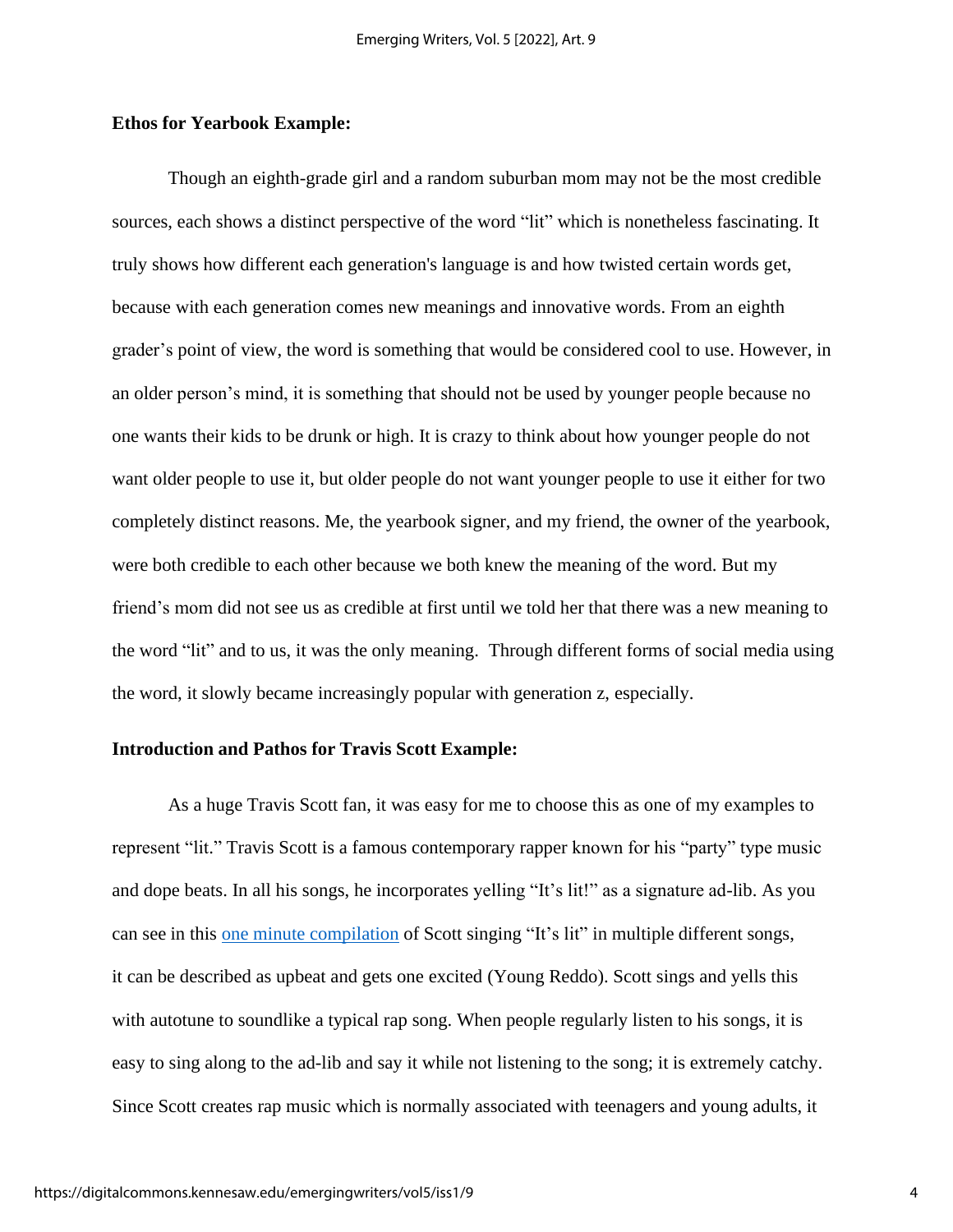**Ethos for Yearbook Example:**

Though an eighth-grade girl and a random suburban mom may not be the most credible sources, each shows a distinct perspective of the word "lit" which is nonetheless fascinating. It truly shows how different each generation's language is and how twisted certain words get, because with each generation comes new meanings and innovative words. From an eighth grader's point of view, the word is something that would be considered cool to use. However, in an older person's mind, it is something that should not be used by younger people because no one wants their kids to be drunk or high. It is crazy to think about how younger people do not want older people to use it, but older people do not want younger people to use it either for two completely distinct reasons. Me, the yearbook signer, and my friend, the owner of the yearbook, were both credible to each other because we both knew the meaning of the word. But my friend's mom did not see us as credible at first until we told her that there was a new meaning to the word "lit" and to us, it was the only meaning. Through different forms of social media using the word, it slowly became increasingly popular with generation z, especially.

**Introduction and Pathos for Travis Scott Example:**

As a huge Travis Scott fan, it was easy for me to choose this as one of my examples to represent "lit." Travis Scott is a famous contemporary rapper known for his "party" type music and dope beats. In all his songs, he incorporates yelling "It's lit!" as a signature ad-lib. As you can see in this one minute compilation of Scott singing "It's lit" in multiple different songs, it can be described as upbeat and gets one excited (Young Reddo). Scott sings and yells this with autotune to soundlike a typical rap song. When people regularly listen to his songs, it is easy to sing along to the ad-lib and say it while not listening to the song; it is extremely catchy. Since Scott creates rap music which is normally associated with teenagers and young adults, it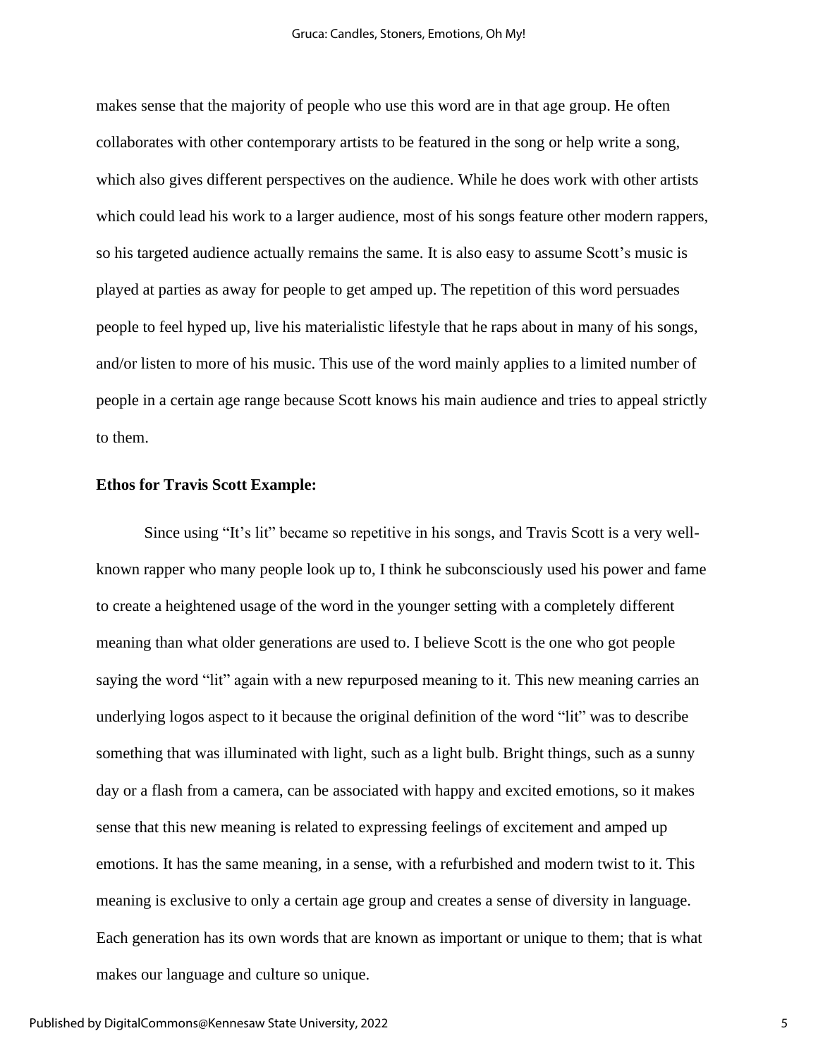makes sense that the majority of people who use this word are in that age group. He often collaborates with other contemporary artists to be featured in the song or help write a song, which also gives different perspectives on the audience. While he does work with other artists which could lead his work to a larger audience, most of his songs feature other modern rappers, so his targeted audience actually remains the same. It is also easy to assume Scott's music is played at parties as away for people to get amped up. The repetition of this word persuades people to feel hyped up, live his materialistic lifestyle that he raps about in many of his songs, and/or listen to more of his music. This use of the word mainly applies to a limited number of people in a certain age range because Scott knows his main audience and tries to appeal strictly to them.

**Ethos for Travis Scott Example:**

Since using "It's lit" became so repetitive in his songs, and Travis Scott is a very well-known rapper who many people look up to, I think he subconsciously used his power and fame to create a heightened usage of the word in the younger setting with a completely different meaning than what older generations are used to. I believe Scott is the one who got people saying the word "lit" again with a new repurposed meaning to it. This new meaning carries an underlying logos aspect to it because the original definition of the word "lit" was to describe something that was illuminated with light, such as a light bulb. Bright things, such as a sunny day or a flash from a camera, can be associated with happy and excited emotions, so it makes sense that this new meaning is related to expressing feelings of excitement and amped up emotions. It has the same meaning, in a sense, with a refurbished and modern twist to it. This meaning is exclusive to only a certain age group and creates a sense of diversity in language. Each generation has its own words that are known as important or unique to them; that is what makes our language and culture so unique.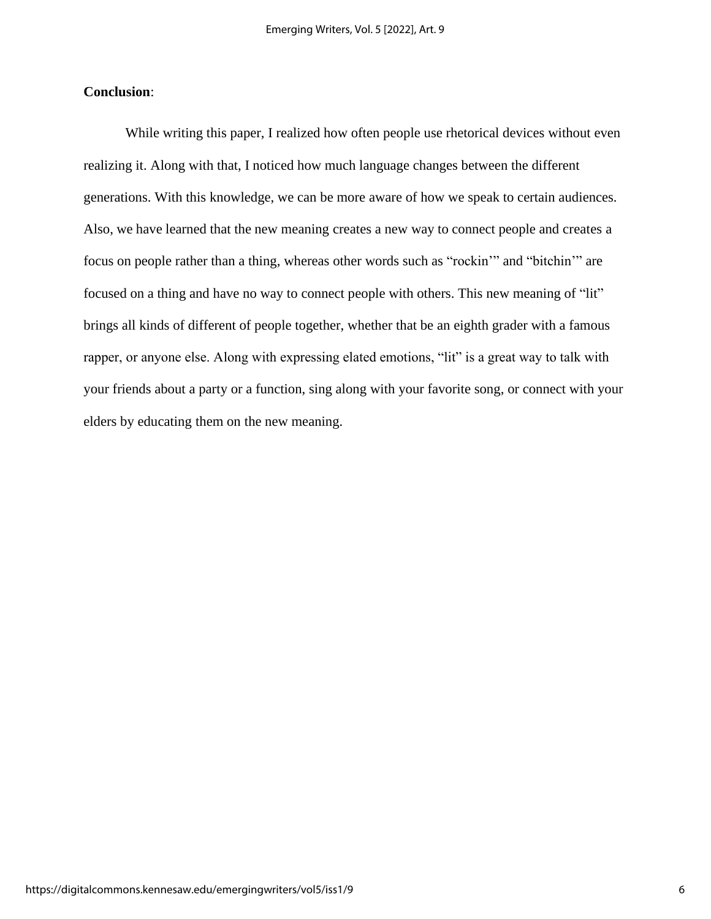**Conclusion**:

While writing this paper, I realized how often people use rhetorical devices without even realizing it. Along with that, I noticed how much language changes between the different generations. With this knowledge, we can be more aware of how we speak to certain audiences. Also, we have learned that the new meaning creates a new way to connect people and creates a focus on people rather than a thing, whereas other words such as "rockin'" and "bitchin'" are focused on a thing and have no way to connect people with others. This new meaning of "lit" brings all kinds of different of people together, whether that be an eighth grader with a famous rapper, or anyone else. Along with expressing elated emotions, "lit" is a great way to talk with your friends about a party or a function, sing along with your favorite song, or connect with your elders by educating them on the new meaning.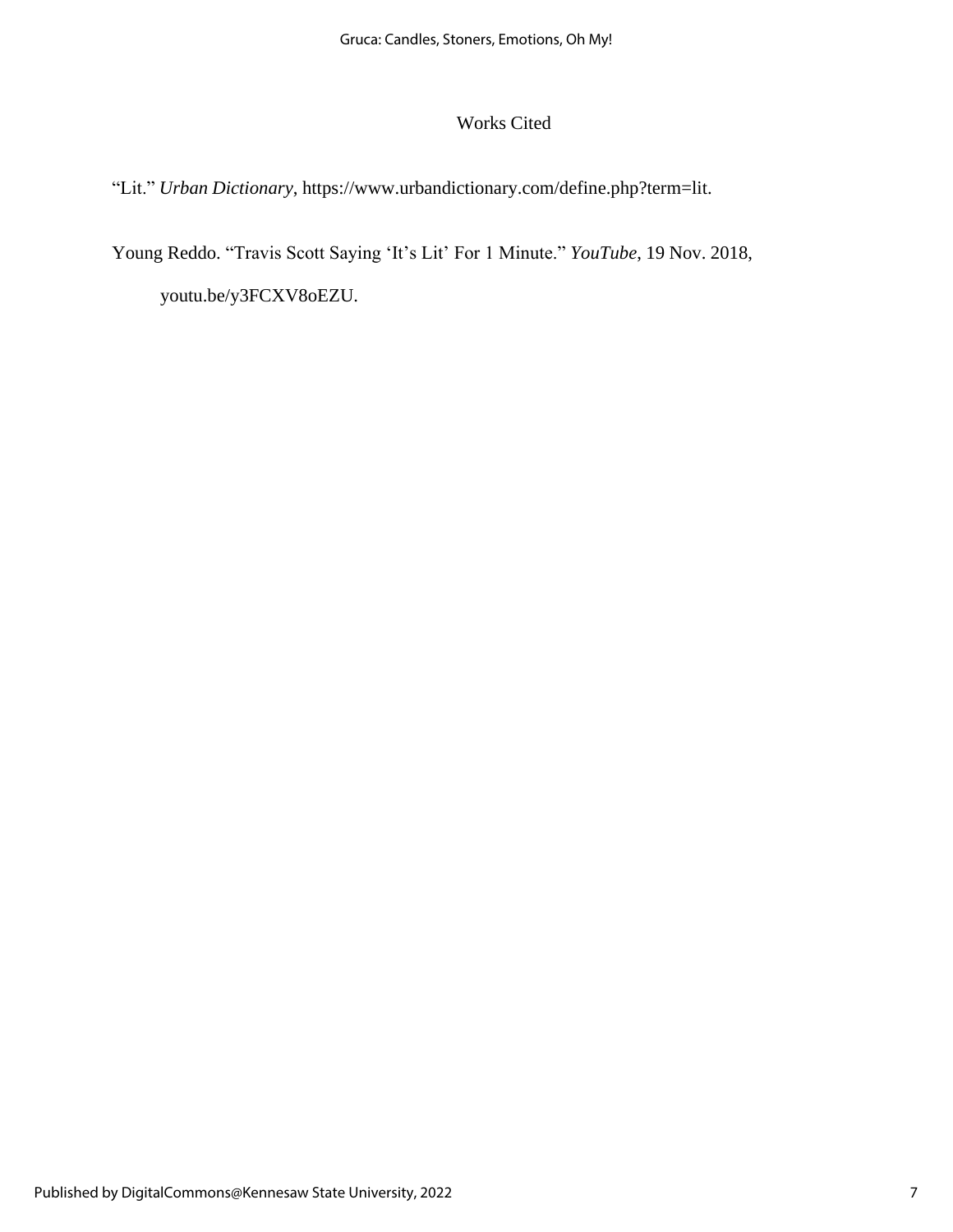# Works Cited

"Lit." *Urban Dictionary*, https://www.urbandictionary.com/define.php?term=lit.

Young Reddo. "Travis Scott Saying 'It's Lit' For 1 Minute." *YouTube*, 19 Nov. 2018, youtu.be/y3FCXV8oEZU.